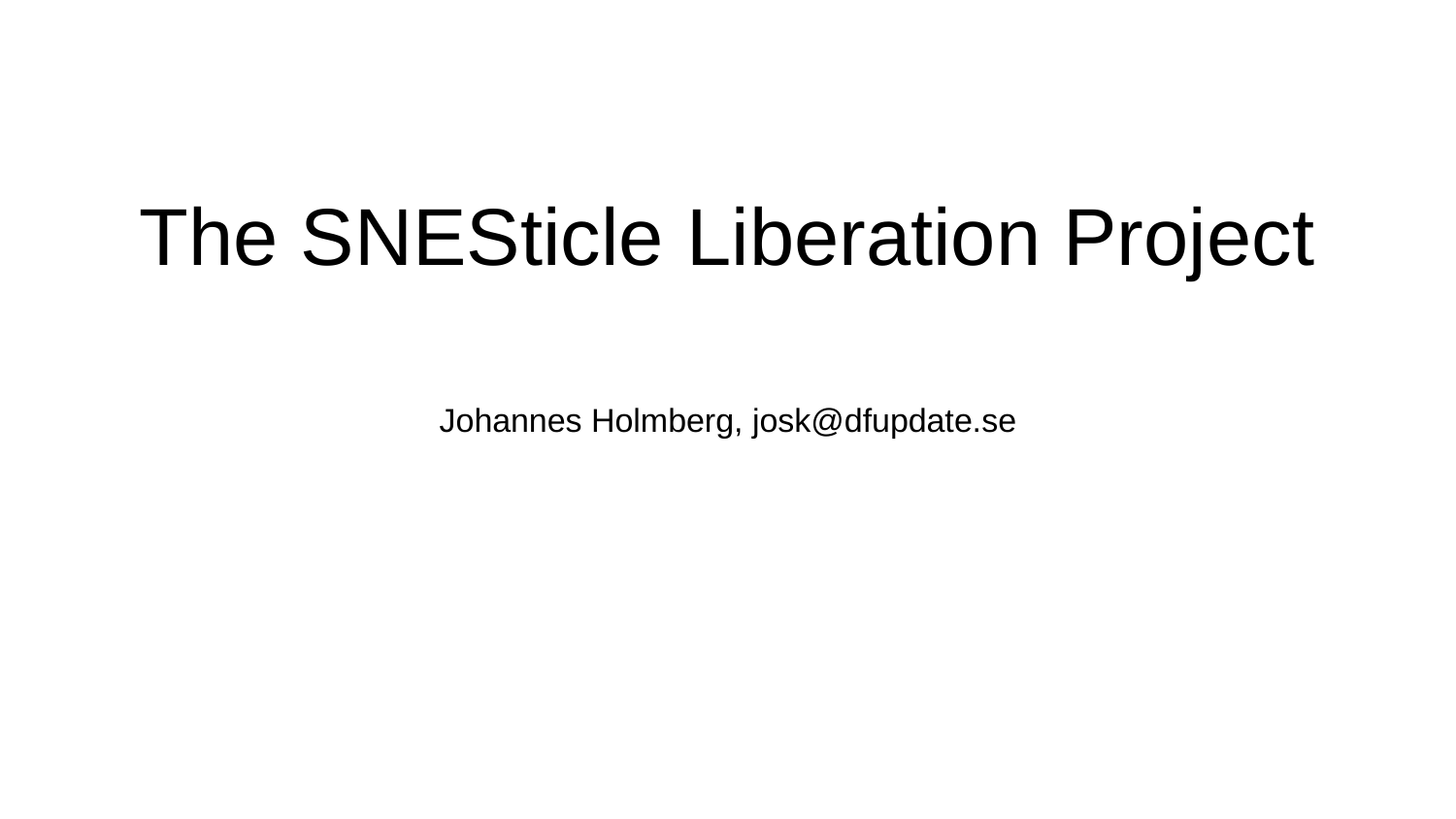# The SNESticle Liberation Project

Johannes Holmberg, josk@dfupdate.se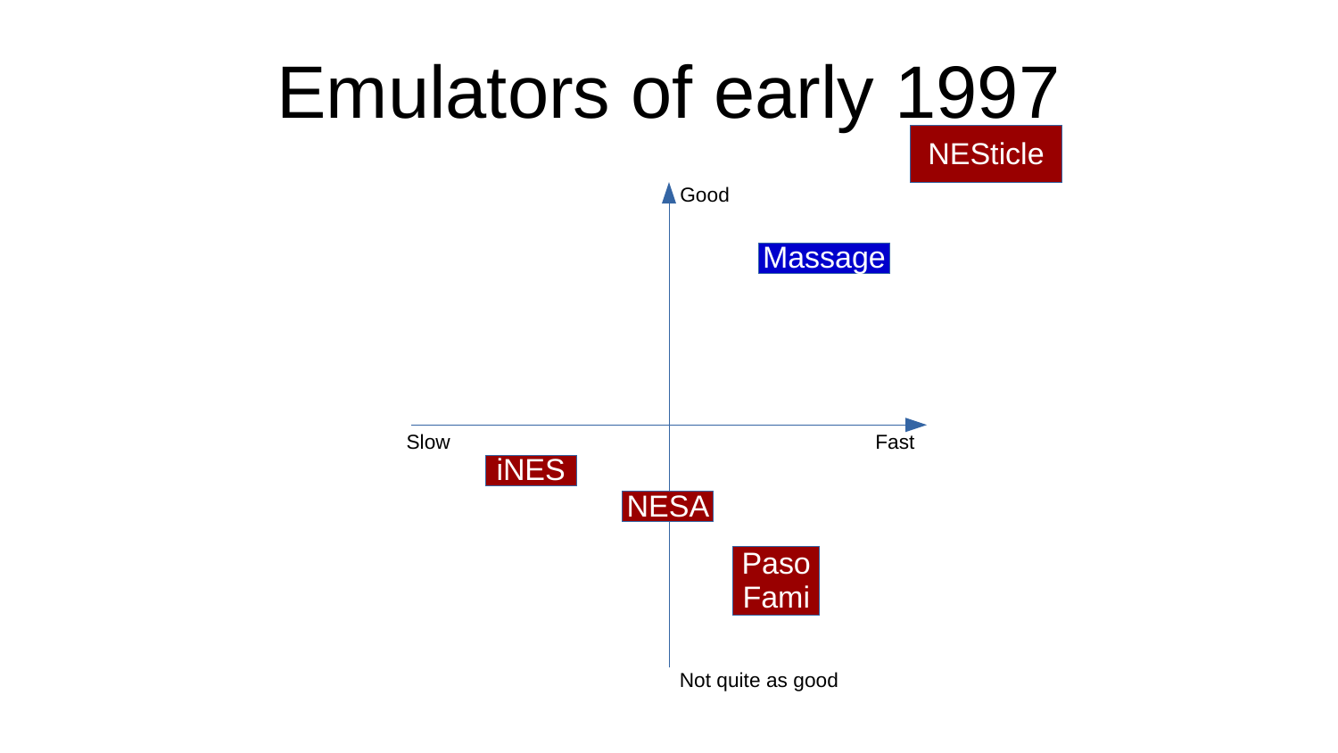# Emulators of early 1997

NESticle

Good

Massage

Slow

Fast

iNES

NESA

Paso Fami

Not quite as good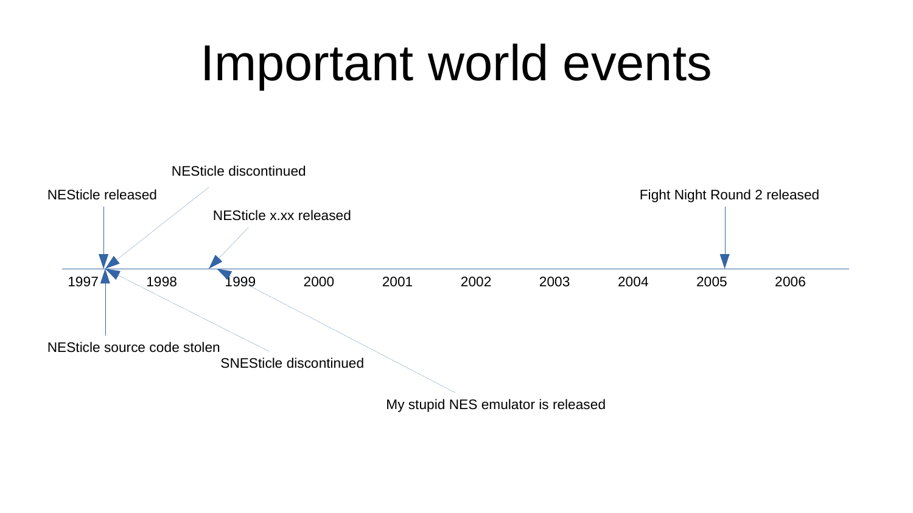# Important world events

NESticle released

NESticle discontinued

NESticle x.xx released

Fight Night Round 2 released

1997 1998 1999 2000 2001 2002 2003 2004 2005 2006

NESticle source code stolen

SNESticle discontinued

My stupid NES emulator is released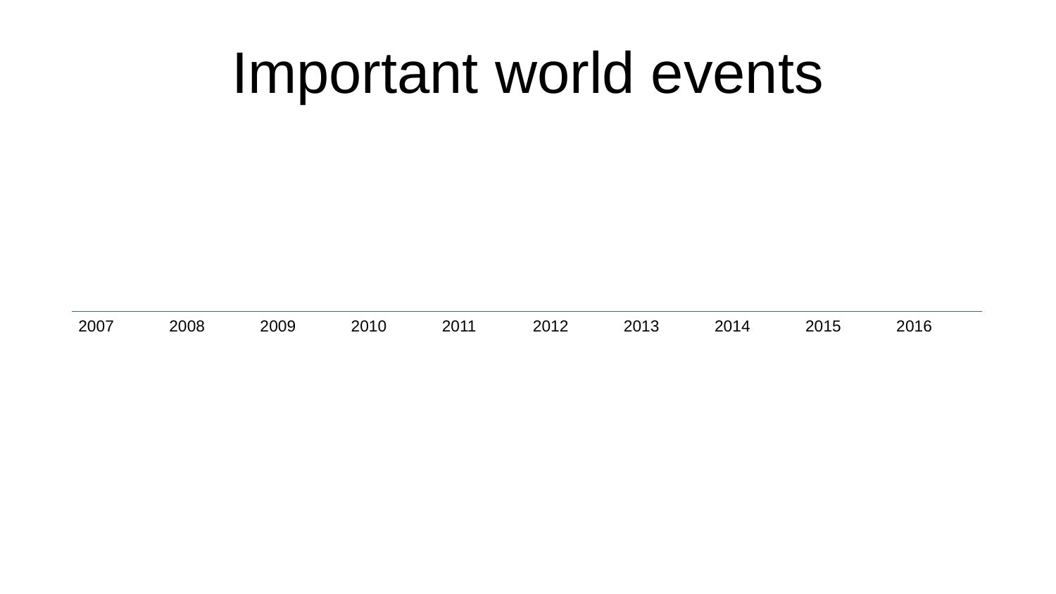# Important world events

2007 2008 2009 2010 2011 2012 2013 2014 2015 2016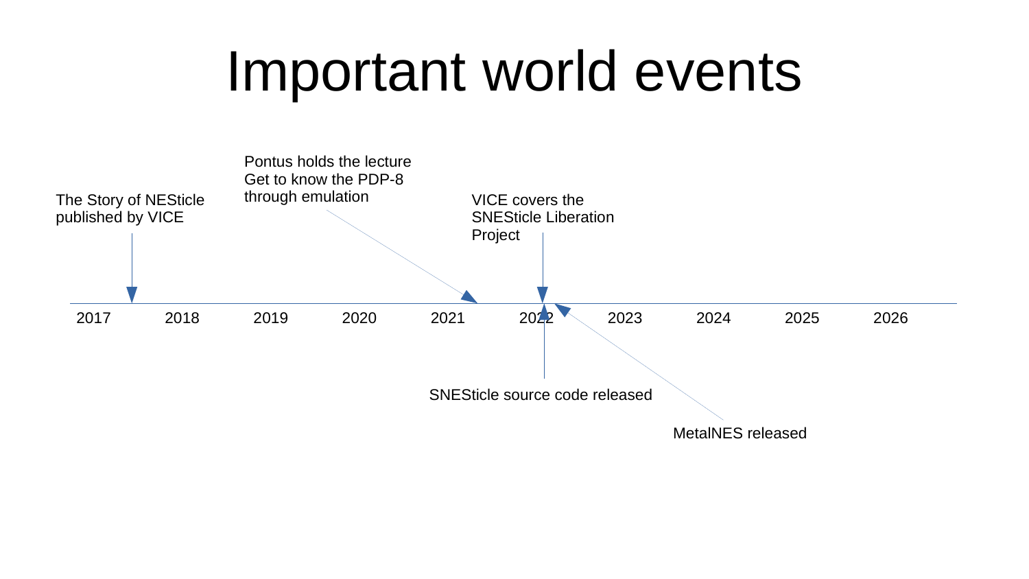# Important world events

- The Story of NESticle published by VICE (2017)
- Pontus holds the lecture Get to know the PDP-8 through emulation (2021)
- VICE covers the SNESticle Liberation Project (2022)
- SNESticle source code released (2022)
- MetalNES released (2022)

2017 2018 2019 2020 2021 2022 2023 2024 2025 2026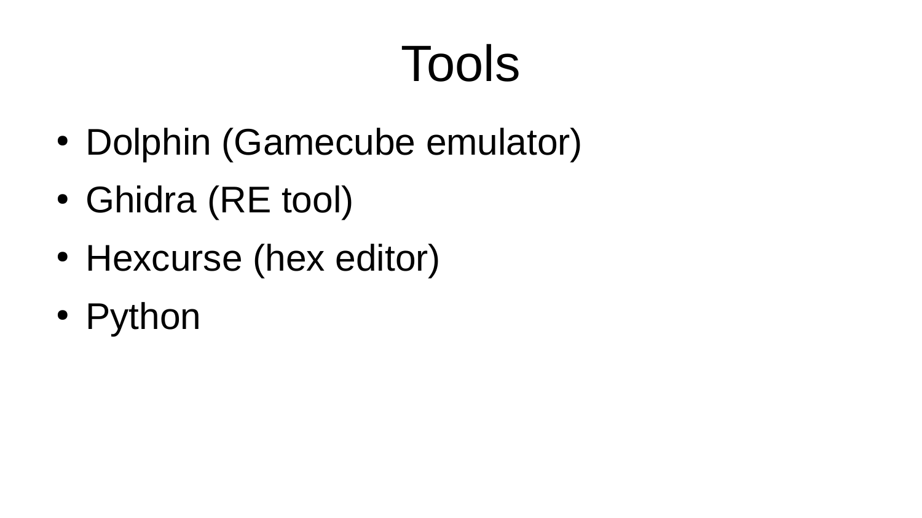# Tools

- Dolphin (Gamecube emulator)
- Ghidra (RE tool)
- Hexcurse (hex editor)
- Python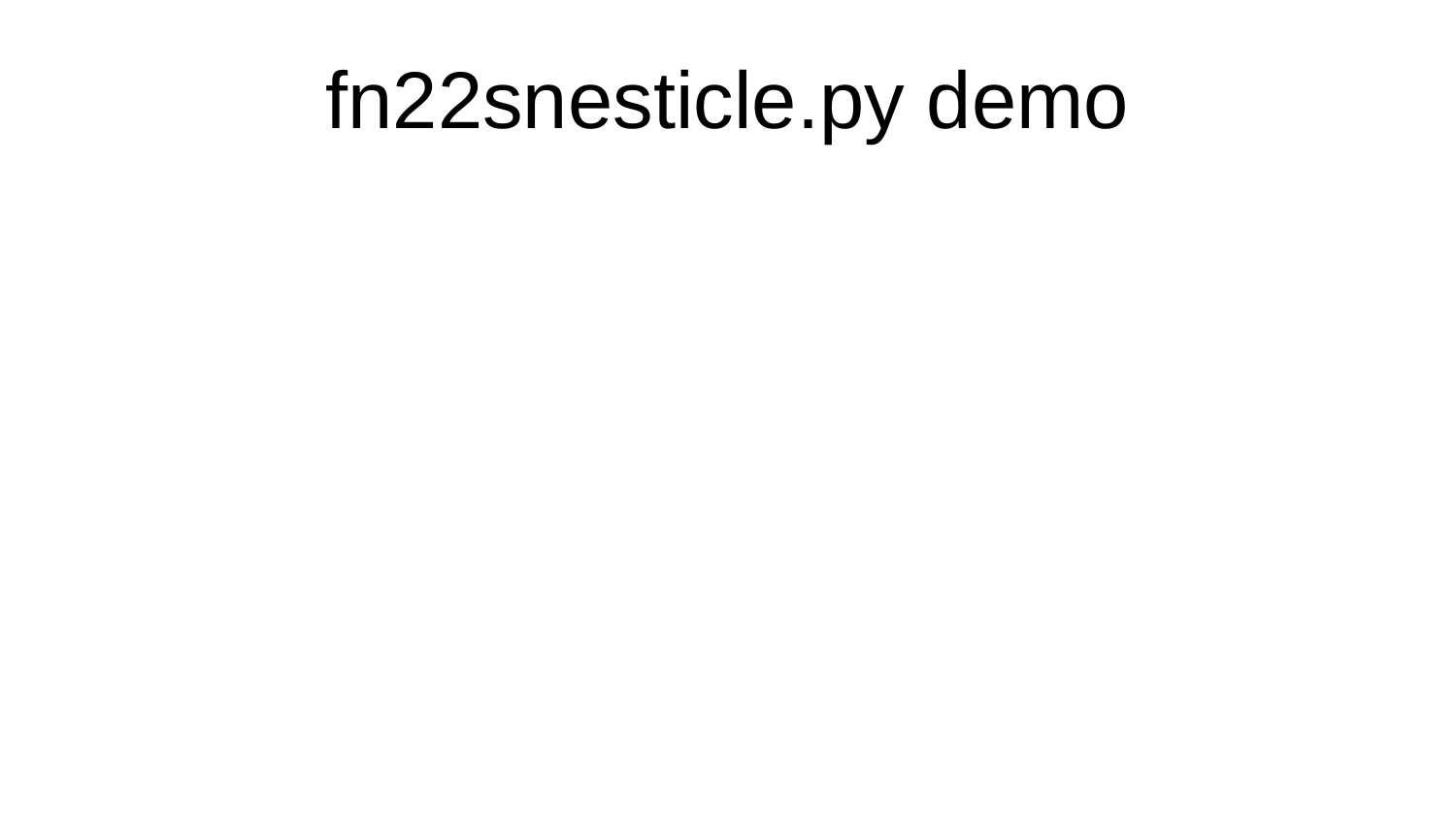# fn22snesticle.py demo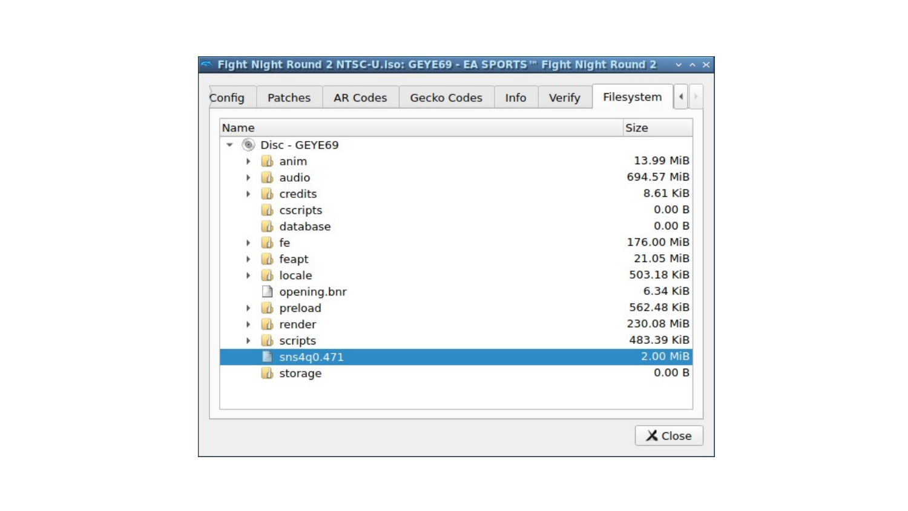Fight Night Round 2 NTSC-U.iso: GEYE69 - EA SPORTS™ Fight Night Round 2

Config | Patches | AR Codes | Gecko Codes | Info | Verify | Filesystem

| Name | Size |
|---|---|
| Disc - GEYE69 | |
| anim | 13.99 MiB |
| audio | 694.57 MiB |
| credits | 8.61 KiB |
| cscripts | 0.00 B |
| database | 0.00 B |
| fe | 176.00 MiB |
| feapt | 21.05 MiB |
| locale | 503.18 KiB |
| opening.bnr | 6.34 KiB |
| preload | 562.48 KiB |
| render | 230.08 MiB |
| scripts | 483.39 KiB |
| sns4q0.471 | 2.00 MiB |
| storage | 0.00 B |

Close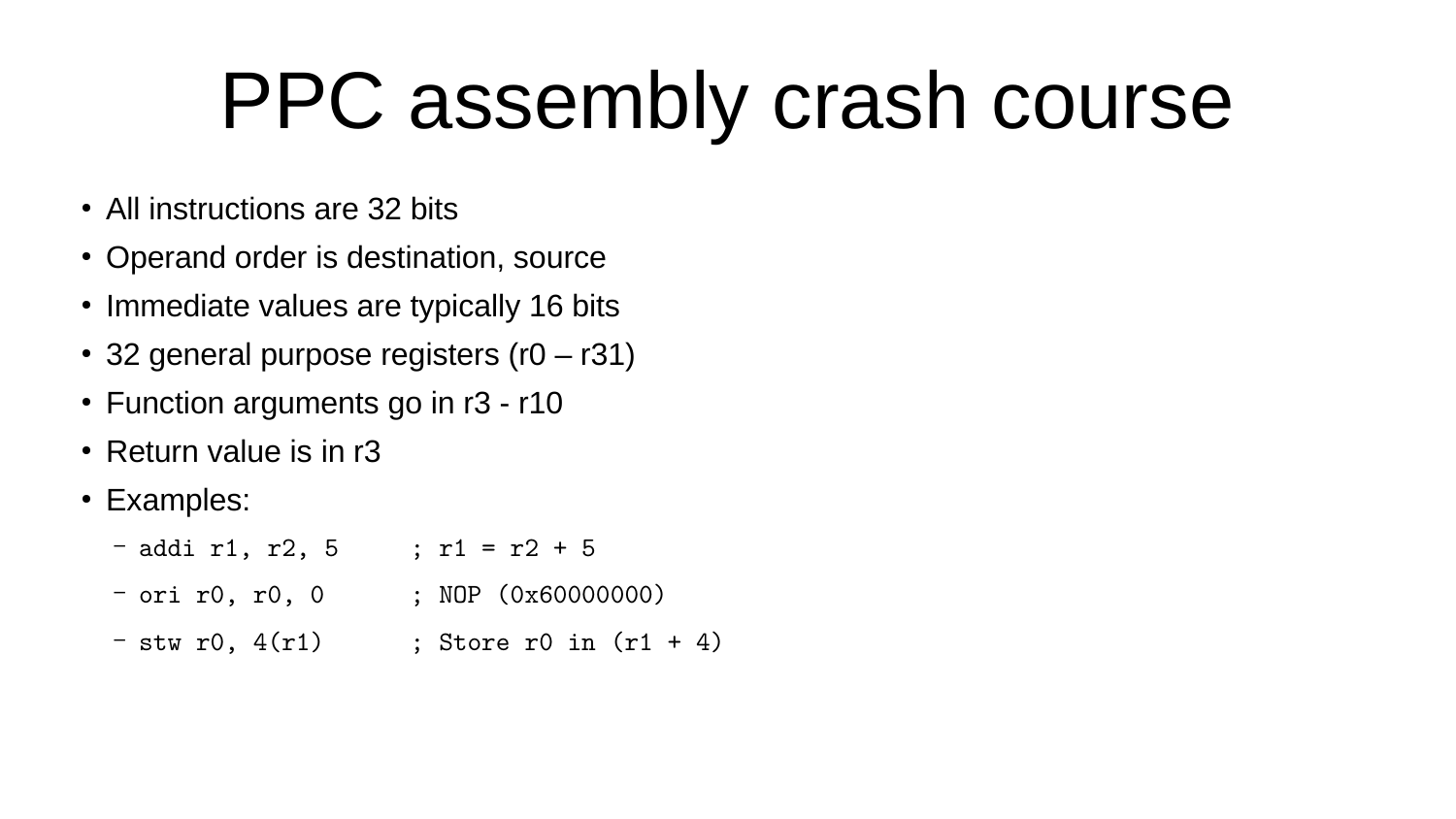# PPC assembly crash course

- All instructions are 32 bits
- Operand order is destination, source
- Immediate values are typically 16 bits
- 32 general purpose registers (r0 – r31)
- Function arguments go in r3 - r10
- Return value is in r3
- Examples:
  - `addi r1, r2, 5     ; r1 = r2 + 5`
  - `ori r0, r0, 0      ; NOP (0x60000000)`
  - `stw r0, 4(r1)      ; Store r0 in (r1 + 4)`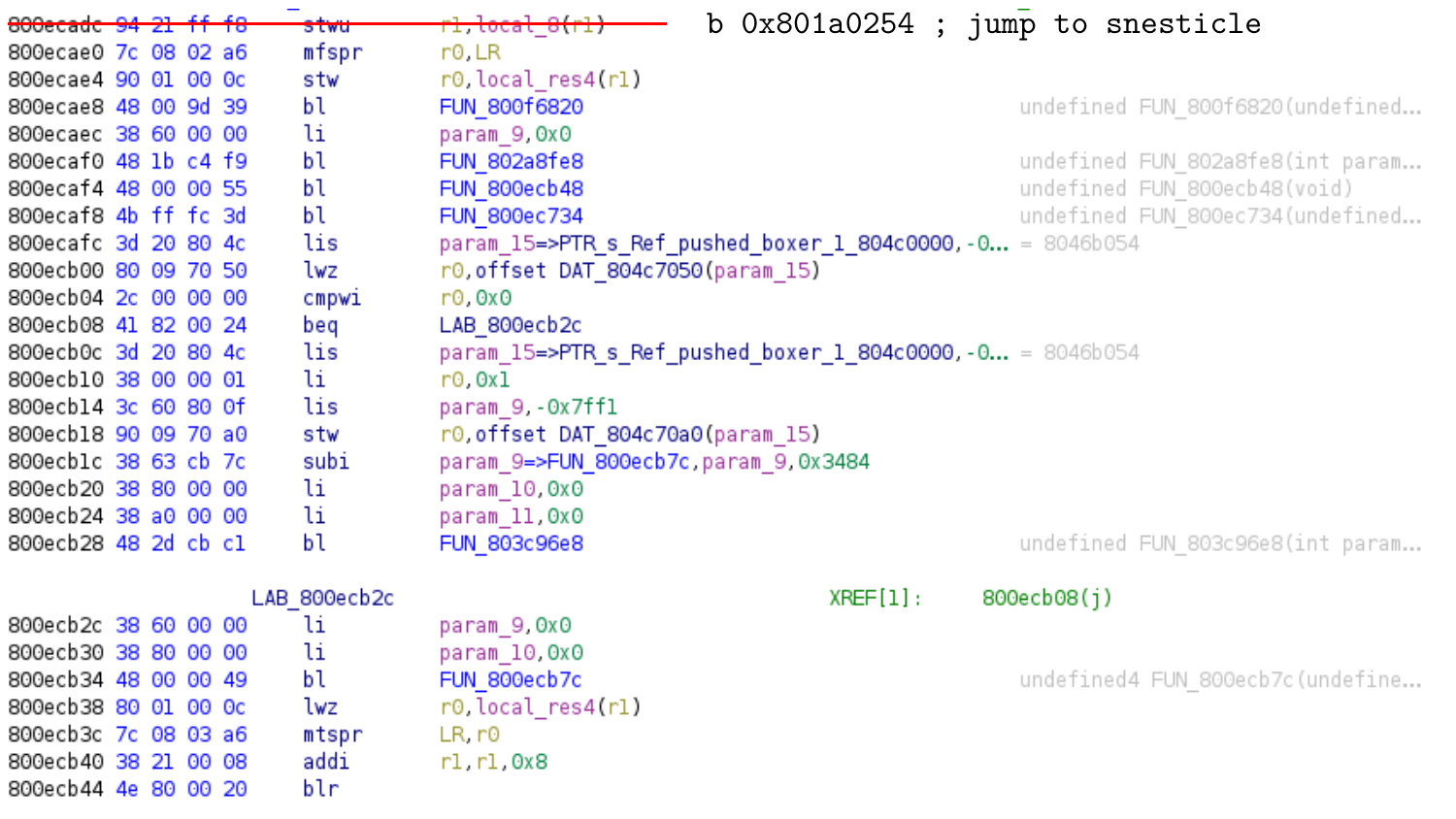```
800ecadc 94 21 ff f8    stwu    r1,local_8(r1)          b 0x801a0254 ; jump to snesticle
800ecae0 7c 08 02 a6    mfspr   r0,LR
800ecae4 90 01 00 0c    stw     r0,local_res4(r1)
800ecae8 48 00 9d 39    bl      FUN_800f6820                          undefined FUN_800f6820(undefined...
800ecaec 38 60 00 00    li      param_9,0x0
800ecaf0 48 1b c4 f9    bl      FUN_802a8fe8                          undefined FUN_802a8fe8(int param...
800ecaf4 48 00 00 55    bl      FUN_800ecb48                          undefined FUN_800ecb48(void)
800ecaf8 4b ff fc 3d    bl      FUN_800ec734                          undefined FUN_800ec734(undefined...
800ecafc 3d 20 80 4c    lis     param_15=>PTR_s_Ref_pushed_boxer_1_804c0000,-0...  = 8046b054
800ecb00 80 09 70 50    lwz     r0,offset DAT_804c7050(param_15)
800ecb04 2c 00 00 00    cmpwi   r0,0x0
800ecb08 41 82 00 24    beq     LAB_800ecb2c
800ecb0c 3d 20 80 4c    lis     param_15=>PTR_s_Ref_pushed_boxer_1_804c0000,-0...  = 8046b054
800ecb10 38 00 00 01    li      r0,0x1
800ecb14 3c 60 80 0f    lis     param_9,-0x7ff1
800ecb18 90 09 70 a0    stw     r0,offset DAT_804c70a0(param_15)
800ecb1c 38 63 cb 7c    subi    param_9=>FUN_800ecb7c,param_9,0x3484
800ecb20 38 80 00 00    li      param_10,0x0
800ecb24 38 a0 00 00    li      param_11,0x0
800ecb28 48 2d cb c1    bl      FUN_803c96e8                          undefined FUN_803c96e8(int param...

                    LAB_800ecb2c                          XREF[1]:     800ecb08(j)
800ecb2c 38 60 00 00    li      param_9,0x0
800ecb30 38 80 00 00    li      param_10,0x0
800ecb34 48 00 00 49    bl      FUN_800ecb7c                          undefined4 FUN_800ecb7c(undefine...
800ecb38 80 01 00 0c    lwz     r0,local_res4(r1)
800ecb3c 7c 08 03 a6    mtspr   LR,r0
800ecb40 38 21 00 08    addi    r1,r1,0x8
800ecb44 4e 80 00 20    blr
```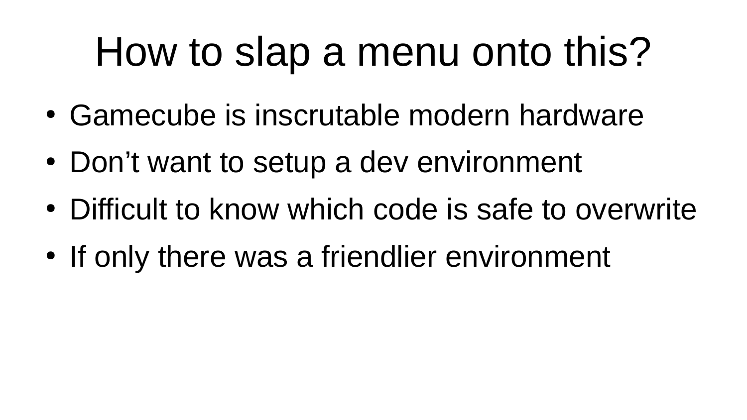# How to slap a menu onto this?

- Gamecube is inscrutable modern hardware
- Don’t want to setup a dev environment
- Difficult to know which code is safe to overwrite
- If only there was a friendlier environment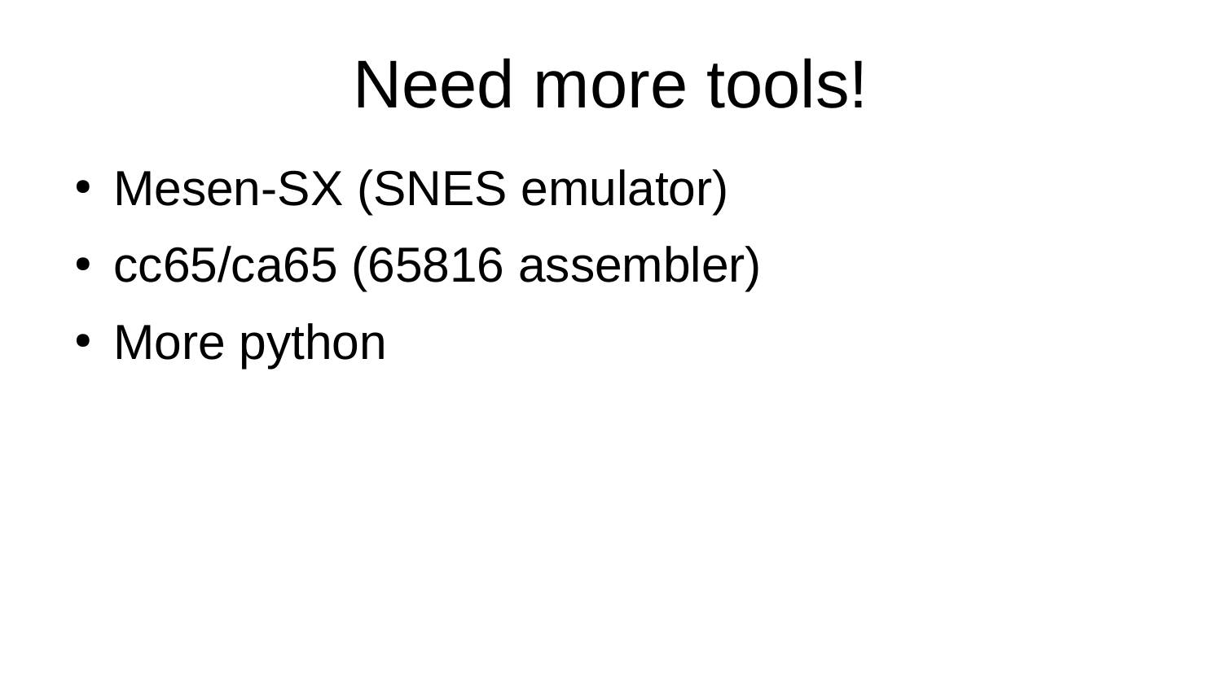# Need more tools!

- Mesen-SX (SNES emulator)
- cc65/ca65 (65816 assembler)
- More python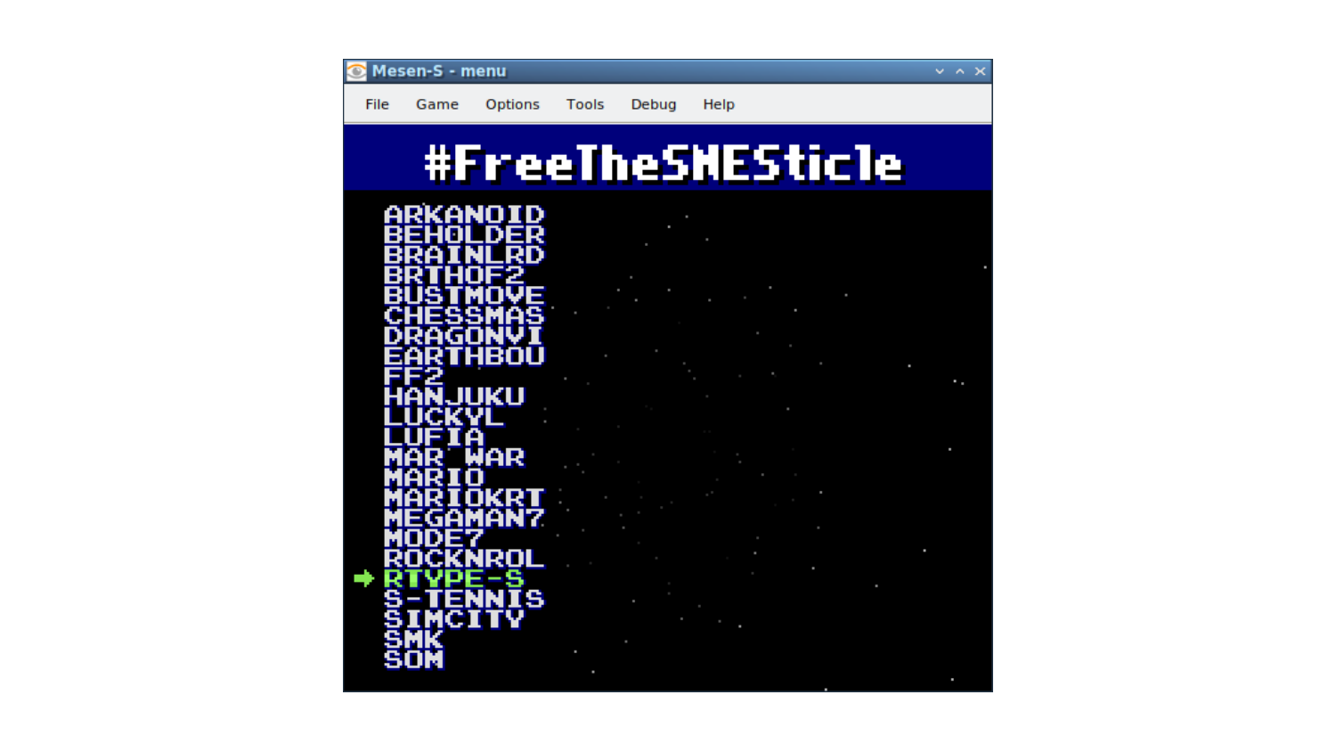Mesen-S - menu

File Game Options Tools Debug Help

#FreeTheSNESticle

- ARKANOID
- BEHOLDER
- BRAINLRD
- BRTHOF2
- BUSTMOVE
- CHESSMAS
- DRAGONVI
- EARTHBOU
- FF2
- HANJUKU
- LUCKYL
- LUFIA
- MAR WAR
- MARIO
- MARIOKRT
- MEGAMAN7
- MODE7
- ROCKNROL
- ➡ RTYPE-S
- S-TENNIS
- SIMCITY
- SMK
- SOM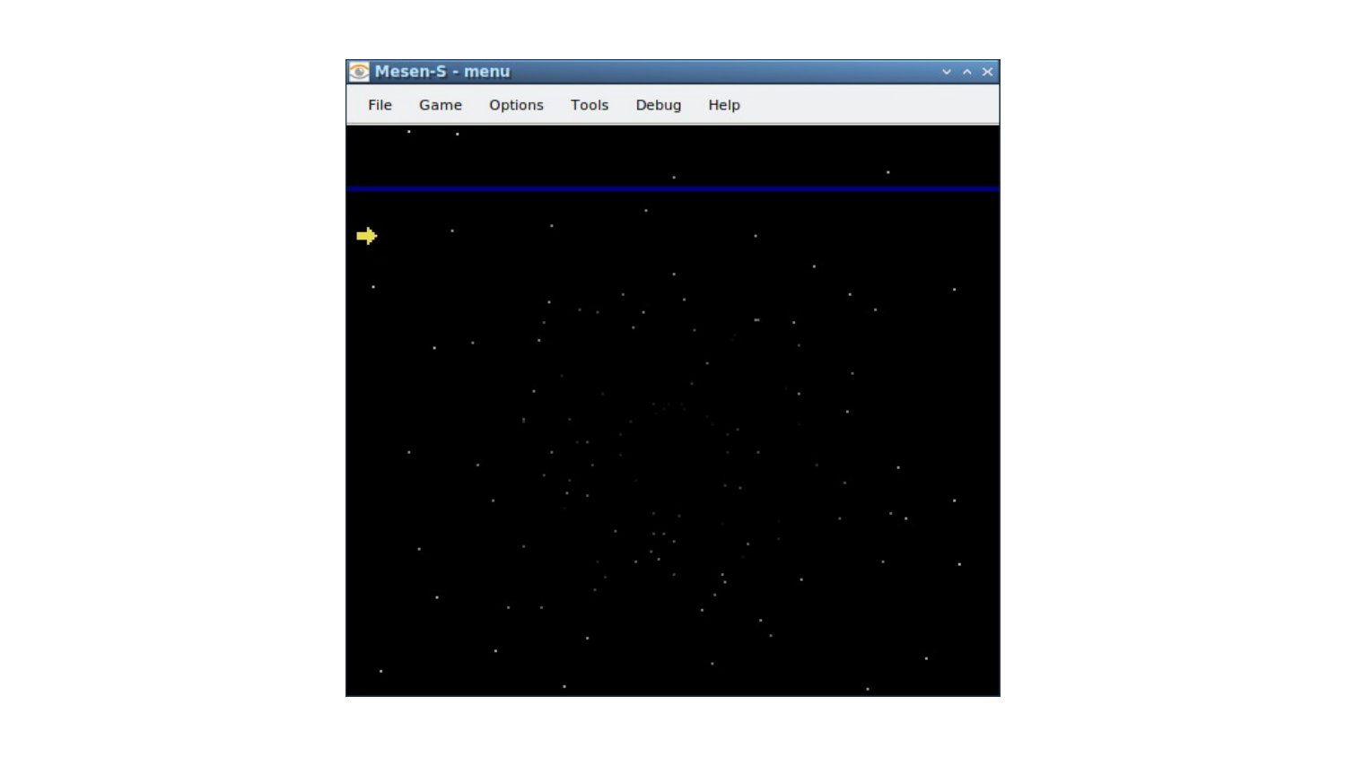Mesen-S - menu

File Game Options Tools Debug Help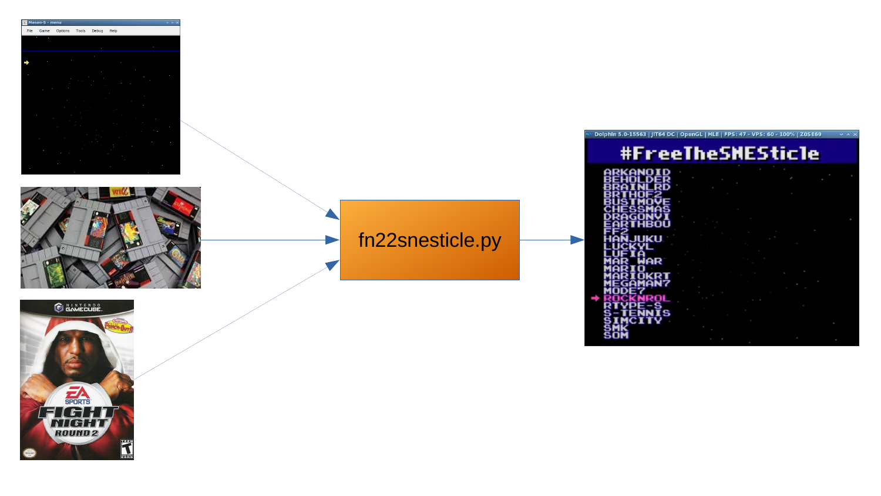fn22snesticle.py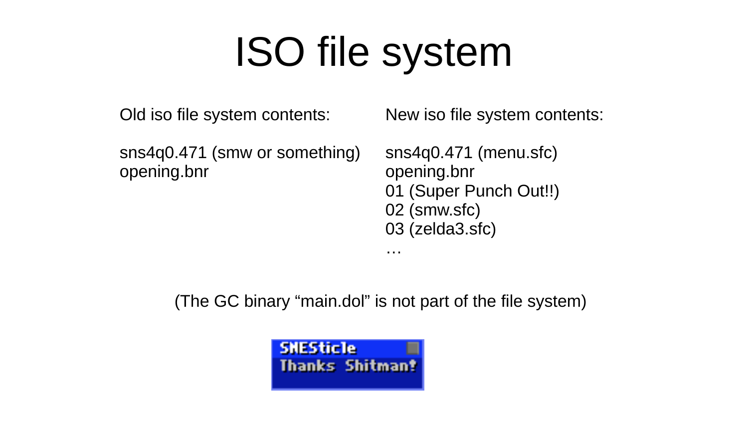# ISO file system

Old iso file system contents:

sns4q0.471 (smw or something)
opening.bnr

New iso file system contents:

sns4q0.471 (menu.sfc)
opening.bnr
01 (Super Punch Out!!)
02 (smw.sfc)
03 (zelda3.sfc)
…

(The GC binary “main.dol” is not part of the file system)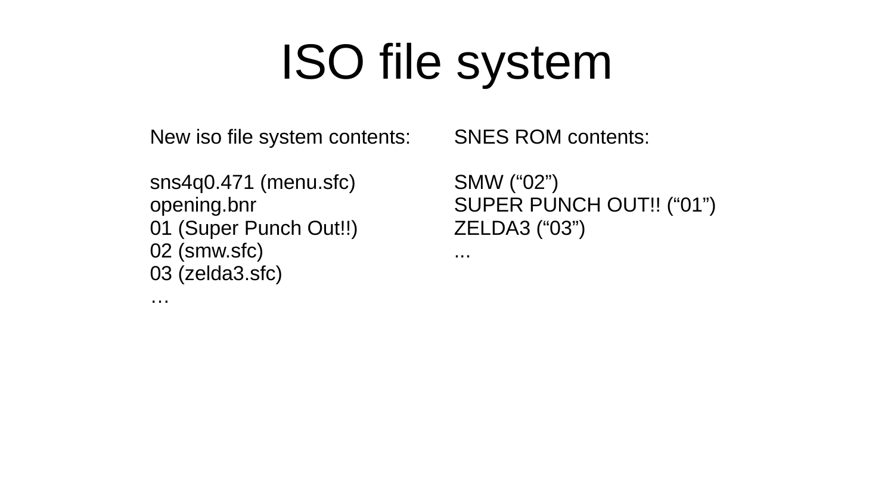# ISO file system

New iso file system contents:

sns4q0.471 (menu.sfc)
opening.bnr
01 (Super Punch Out!!)
02 (smw.sfc)
03 (zelda3.sfc)
…

SNES ROM contents:

SMW (“02”)
SUPER PUNCH OUT!! (“01”)
ZELDA3 (“03”)
...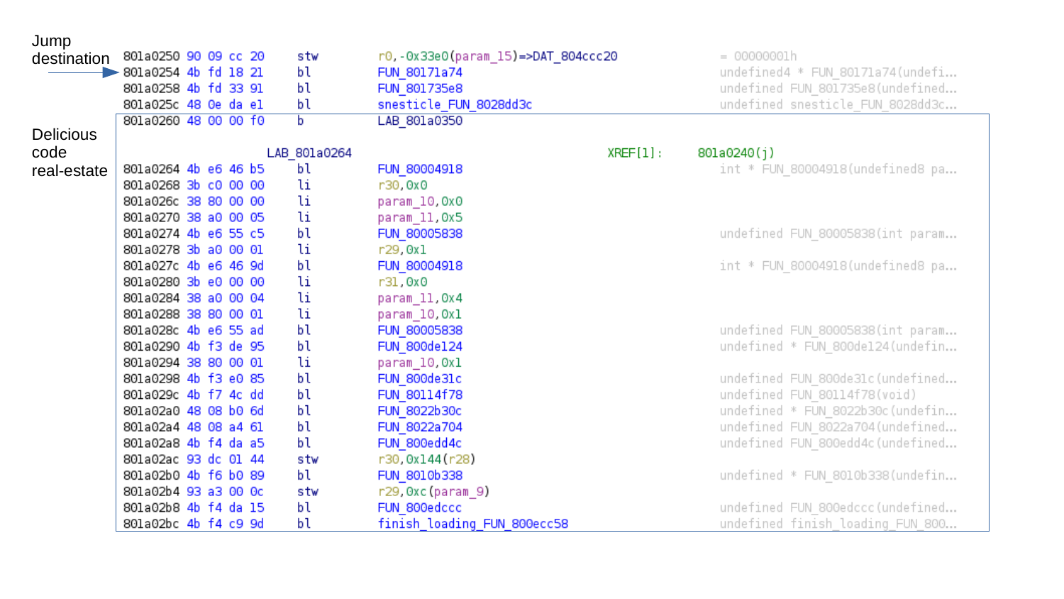Jump destination

Delicious code real-estate

```
801a0250 90 09 cc 20    stw    r0,-0x33e0(param_15)=>DAT_804ccc20      = 00000001h
801a0254 4b fd 18 21    bl     FUN_80171a74                            undefined4 * FUN_80171a74(undefi...
801a0258 4b fd 33 91    bl     FUN_801735e8                            undefined FUN_801735e8(undefined...
801a025c 48 0e da e1    bl     snesticle_FUN_8028dd3c                  undefined snesticle_FUN_8028dd3c...
801a0260 48 00 00 f0    b      LAB_801a0350

                   LAB_801a0264                          XREF[1]:     801a0240(j)
801a0264 4b e6 46 b5    bl     FUN_80004918                            int * FUN_80004918(undefined8 pa...
801a0268 3b c0 00 00    li     r30,0x0
801a026c 38 80 00 00    li     param_10,0x0
801a0270 38 a0 00 05    li     param_11,0x5
801a0274 4b e6 55 c5    bl     FUN_80005838                            undefined FUN_80005838(int param...
801a0278 3b a0 00 01    li     r29,0x1
801a027c 4b e6 46 9d    bl     FUN_80004918                            int * FUN_80004918(undefined8 pa...
801a0280 3b e0 00 00    li     r31,0x0
801a0284 38 a0 00 04    li     param_11,0x4
801a0288 38 80 00 01    li     param_10,0x1
801a028c 4b e6 55 ad    bl     FUN_80005838                            undefined FUN_80005838(int param...
801a0290 4b f3 de 95    bl     FUN_800de124                            undefined * FUN_800de124(undefin...
801a0294 38 80 00 01    li     param_10,0x1
801a0298 4b f3 e0 85    bl     FUN_800de31c                            undefined FUN_800de31c(undefined...
801a029c 4b f7 4c dd    bl     FUN_80114f78                            undefined FUN_80114f78(void)
801a02a0 48 08 b0 6d    bl     FUN_8022b30c                            undefined * FUN_8022b30c(undefin...
801a02a4 48 08 a4 61    bl     FUN_8022a704                            undefined FUN_8022a704(undefined...
801a02a8 4b f4 da a5    bl     FUN_800edd4c                            undefined FUN_800edd4c(undefined...
801a02ac 93 dc 01 44    stw    r30,0x144(r28)
801a02b0 4b f6 b0 89    bl     FUN_8010b338                            undefined * FUN_8010b338(undefin...
801a02b4 93 a3 00 0c    stw    r29,0xc(param_9)
801a02b8 4b f4 da 15    bl     FUN_800edccc                            undefined FUN_800edccc(undefined...
801a02bc 4b f4 c9 9d    bl     finish_loading_FUN_800ecc58             undefined finish_loading_FUN_800...
```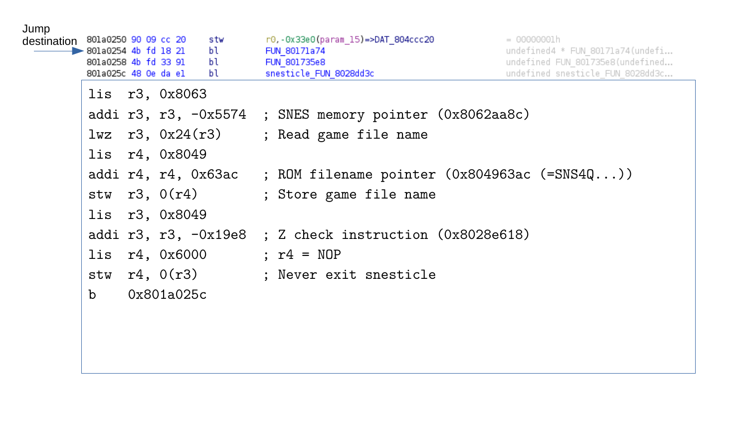Jump destination

```
801a0250 90 09 cc 20    stw    r0,-0x33e0(param_15)=>DAT_804ccc20    = 00000001h
801a0254 4b fd 18 21    bl     FUN_80171a74                          undefined4 * FUN_80171a74(undefi...
801a0258 4b fd 33 91    bl     FUN_801735e8                          undefined FUN_801735e8(undefined...
801a025c 48 0e da e1    bl     snesticle_FUN_8028dd3c                undefined snesticle_FUN_8028dd3c...
```

```
lis  r3, 0x8063
addi r3, r3, -0x5574  ; SNES memory pointer (0x8062aa8c)
lwz  r3, 0x24(r3)     ; Read game file name
lis  r4, 0x8049
addi r4, r4, 0x63ac   ; ROM filename pointer (0x804963ac (=SNS4Q...))
stw  r3, 0(r4)        ; Store game file name
lis  r3, 0x8049
addi r3, r3, -0x19e8  ; Z check instruction (0x8028e618)
lis  r4, 0x6000       ; r4 = NOP
stw  r4, 0(r3)        ; Never exit snesticle
b    0x801a025c
```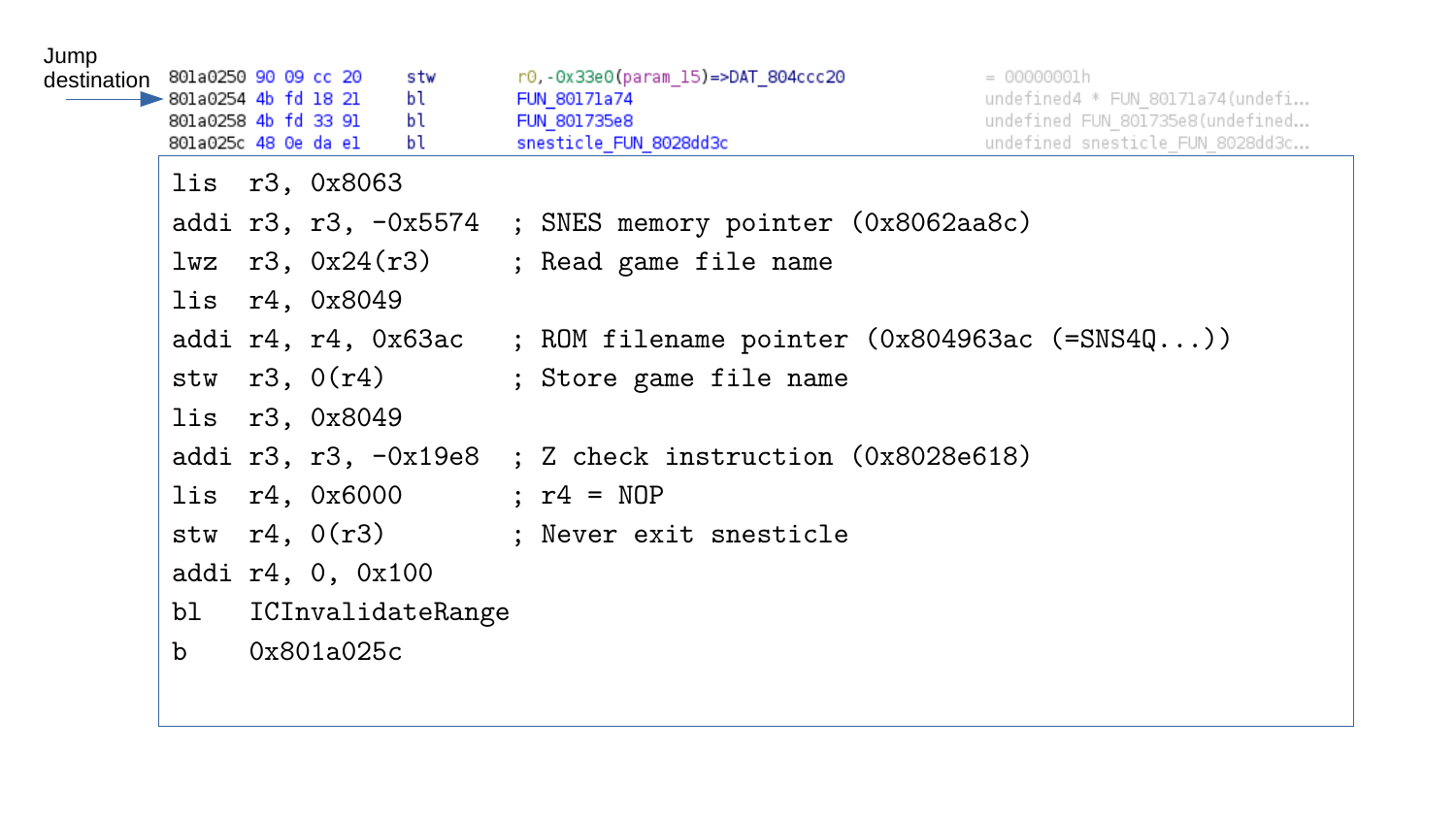Jump destination

```
801a0250 90 09 cc 20    stw    r0,-0x33e0(param_15)=>DAT_804ccc20    = 00000001h
801a0254 4b fd 18 21    bl     FUN_80171a74                          undefined4 * FUN_80171a74(undefi...
801a0258 4b fd 33 91    bl     FUN_801735e8                          undefined FUN_801735e8(undefined...
801a025c 48 0e da e1    bl     snesticle_FUN_8028dd3c                undefined snesticle_FUN_8028dd3c...
```

```
lis  r3, 0x8063
addi r3, r3, -0x5574  ; SNES memory pointer (0x8062aa8c)
lwz  r3, 0x24(r3)     ; Read game file name
lis  r4, 0x8049
addi r4, r4, 0x63ac   ; ROM filename pointer (0x804963ac (=SNS4Q...))
stw  r3, 0(r4)        ; Store game file name
lis  r3, 0x8049
addi r3, r3, -0x19e8  ; Z check instruction (0x8028e618)
lis  r4, 0x6000       ; r4 = NOP
stw  r4, 0(r3)        ; Never exit snesticle
addi r4, 0, 0x100
bl   ICInvalidateRange
b    0x801a025c
```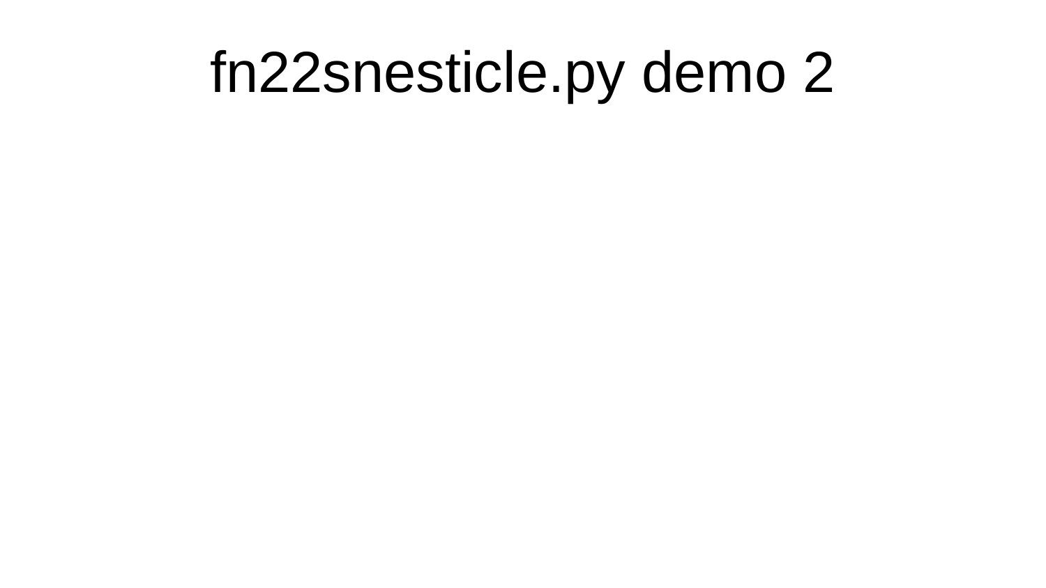# fn22snesticle.py demo 2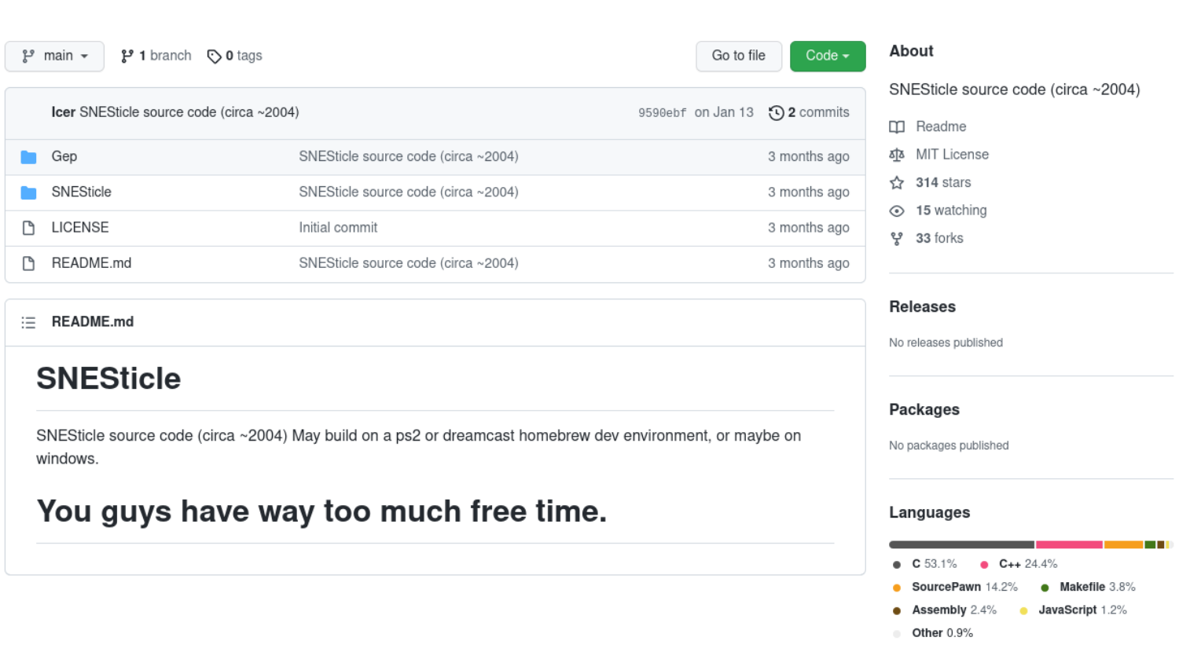main 1 branch 0 tags

Go to file Code

**Icer** SNESticle source code (circa ~2004) 9590ebf on Jan 13 2 commits

| | | |
|---|---|---|
| Gep | SNESticle source code (circa ~2004) | 3 months ago |
| SNESticle | SNESticle source code (circa ~2004) | 3 months ago |
| LICENSE | Initial commit | 3 months ago |
| README.md | SNESticle source code (circa ~2004) | 3 months ago |

**README.md**

# SNESticle

SNESticle source code (circa ~2004) May build on a ps2 or dreamcast homebrew dev environment, or maybe on windows.

# You guys have way too much free time.

## About

SNESticle source code (circa ~2004)

- Readme
- MIT License
- **314** stars
- **15** watching
- **33** forks

## Releases

No releases published

## Packages

No packages published

## Languages

- **C** 53.1%
- **C++** 24.4%
- **SourcePawn** 14.2%
- **Makefile** 3.8%
- **Assembly** 2.4%
- **JavaScript** 1.2%
- **Other** 0.9%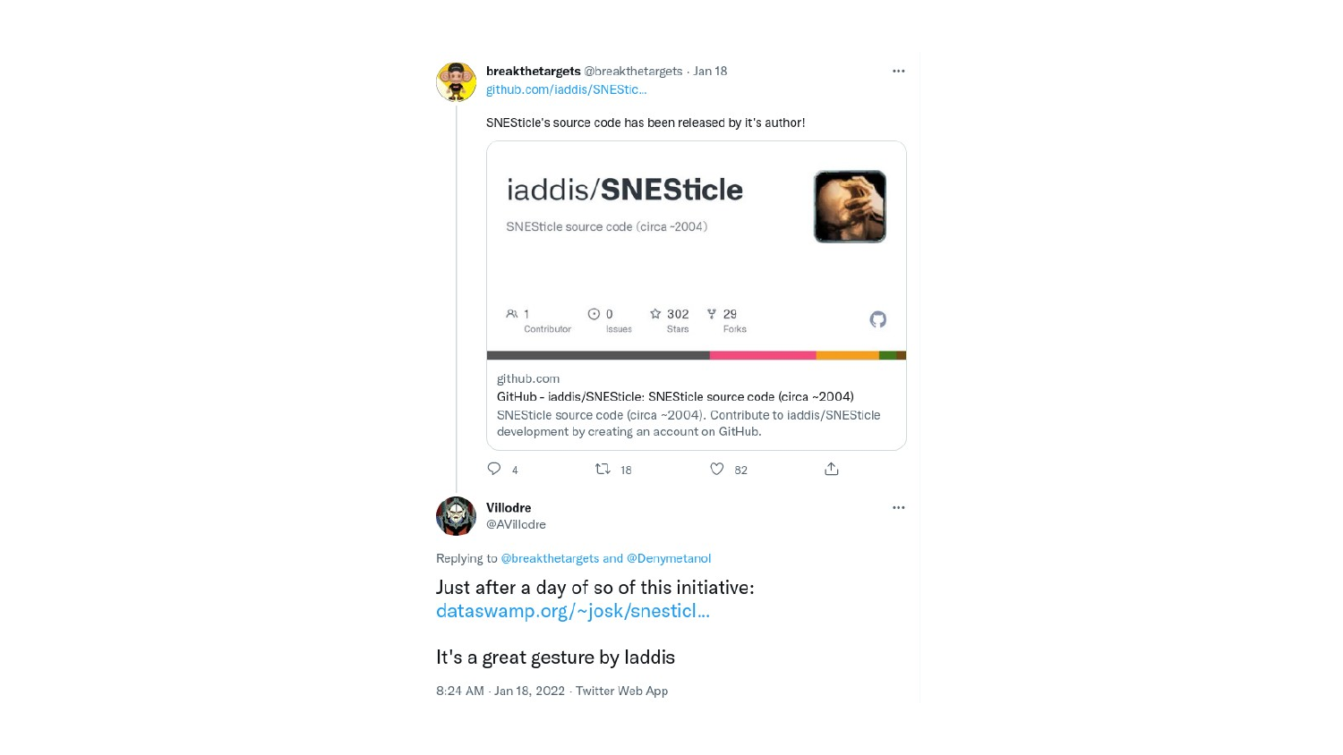**breakthetargets** @breakthetargets · Jan 18

github.com/iaddis/SNEStic...

SNESticle's source code has been released by it's author!

iaddis/**SNESticle**

SNESticle source code (circa ~2004)

1 Contributor · 0 Issues · 302 Stars · 29 Forks

github.com

GitHub - iaddis/SNESticle: SNESticle source code (circa ~2004)

SNESticle source code (circa ~2004). Contribute to iaddis/SNESticle development by creating an account on GitHub.

4 · 18 · 82

**Villodre**
@AVillodre

Replying to @breakthetargets and @Denymetanol

Just after a day of so of this initiative:
dataswamp.org/~josk/snesticl...

It's a great gesture by Iaddis

8:24 AM · Jan 18, 2022 · Twitter Web App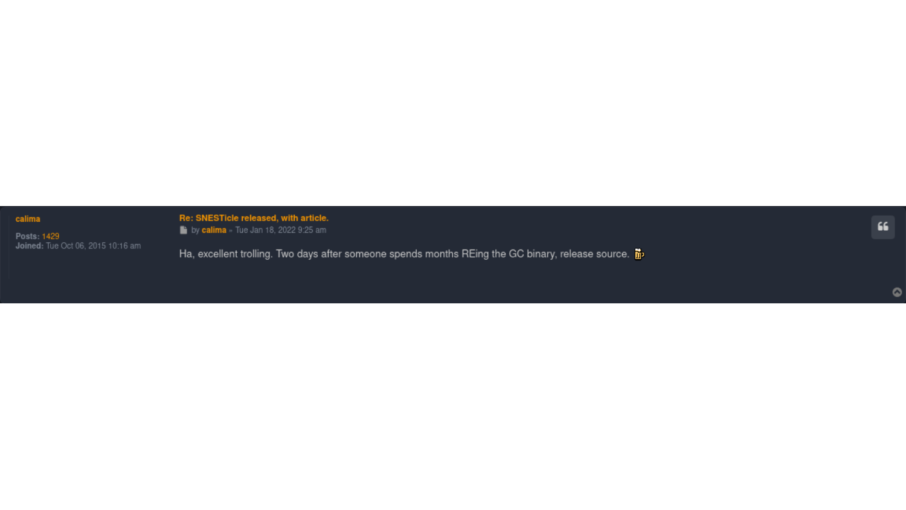**calima**

**Posts:** 1429
**Joined:** Tue Oct 06, 2015 10:16 am

**Re: SNESTicle released, with article.**

by **calima** » Tue Jan 18, 2022 9:25 am

Ha, excellent trolling. Two days after someone spends months REing the GC binary, release source.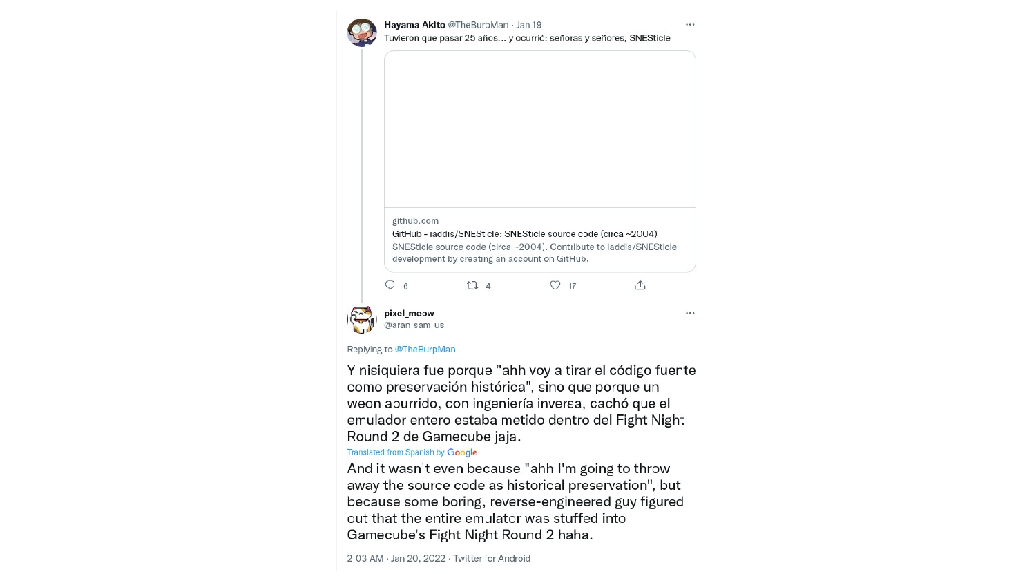**Hayama Akito** @TheBurpMan · Jan 19

Tuvieron que pasar 25 años... y ocurrió: señoras y señores, SNESticle

github.com
GitHub - iaddis/SNESticle: SNESticle source code (circa ~2004)
SNESticle source code (circa ~2004). Contribute to iaddis/SNESticle development by creating an account on GitHub.

6 · 4 · 17

**pixel_meow**
@aran_sam_us

Replying to @TheBurpMan

Y nisiquiera fue porque "ahh voy a tirar el código fuente como preservación histórica", sino que porque un weon aburrido, con ingeniería inversa, cachó que el emulador entero estaba metido dentro del Fight Night Round 2 de Gamecube jaja.

Translated from Spanish by Google

And it wasn't even because "ahh I'm going to throw away the source code as historical preservation", but because some boring, reverse-engineered guy figured out that the entire emulator was stuffed into Gamecube's Fight Night Round 2 haha.

2:03 AM · Jan 20, 2022 · Twitter for Android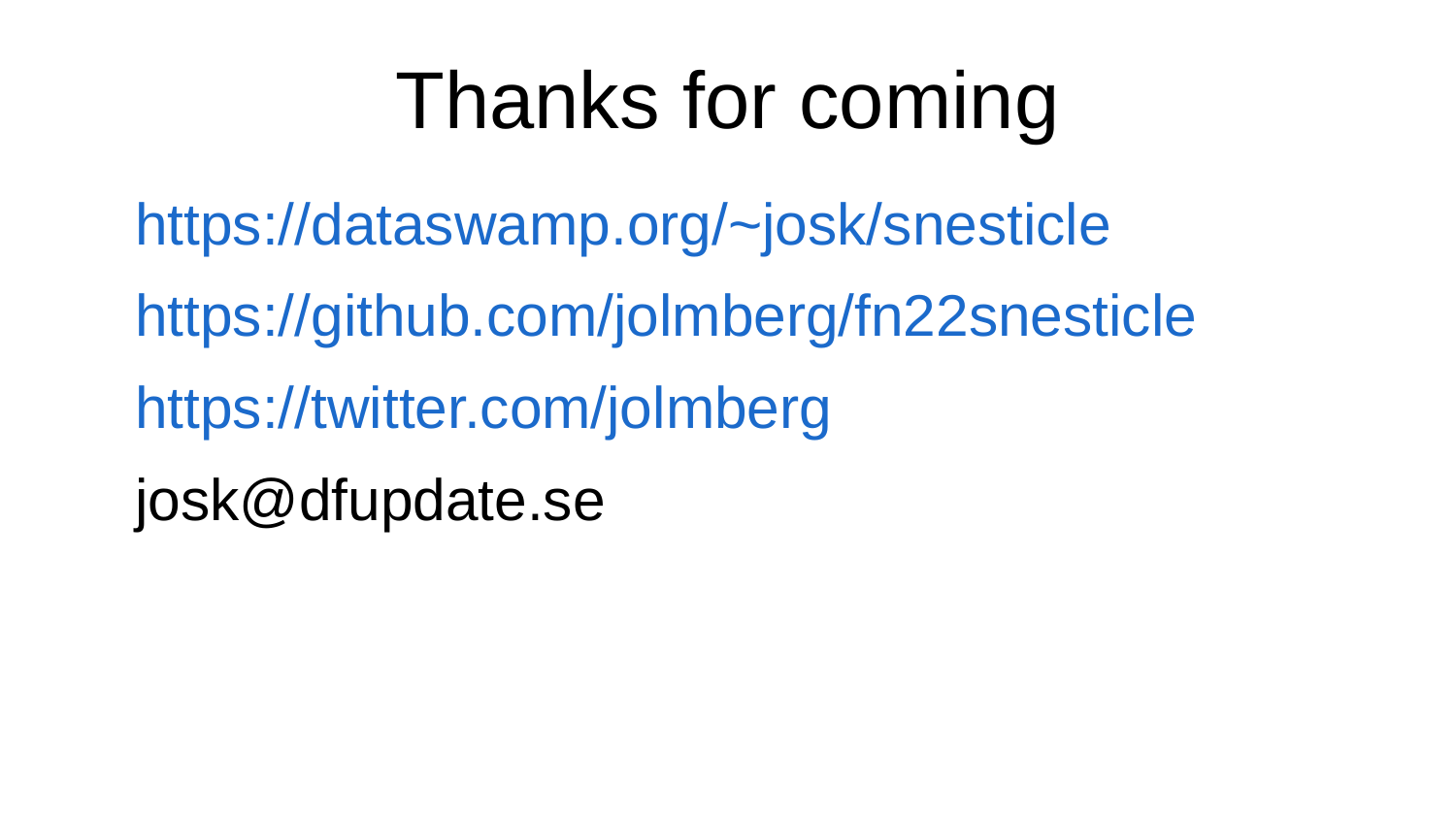# Thanks for coming

https://dataswamp.org/~josk/snesticle

https://github.com/jolmberg/fn22snesticle

https://twitter.com/jolmberg

josk@dfupdate.se